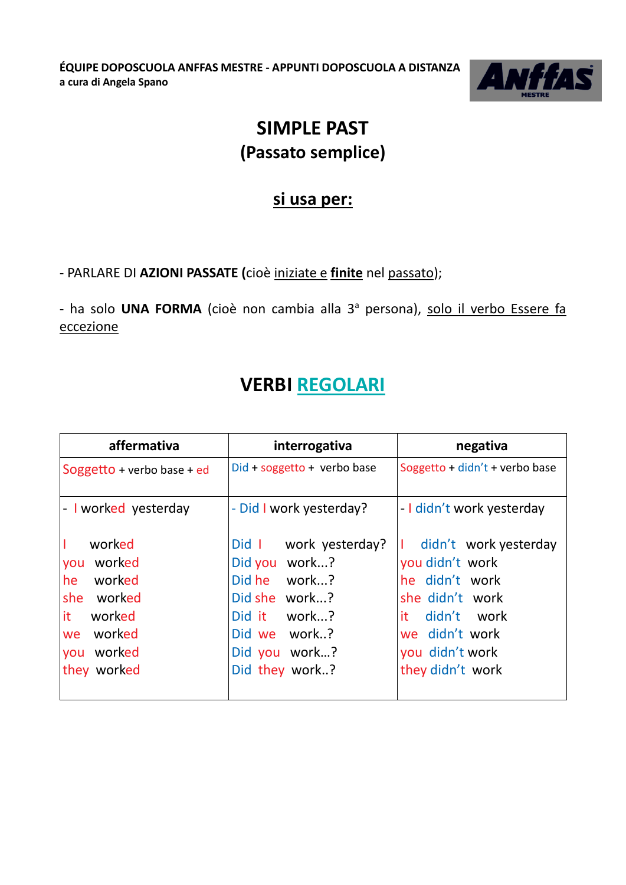**ÉQUIPE DOPOSCUOLA ANFFAS MESTRE - APPUNTI DOPOSCUOLA A DISTANZA**
**a cura di Angela Spano**

# SIMPLE PAST
# (Passato semplice)

## si usa per:

- PARLARE DI **AZIONI PASSATE (**cioè iniziate e **finite** nel passato);

- ha solo **UNA FORMA** (cioè non cambia alla 3ª persona), solo il verbo Essere fa eccezione

## VERBI REGOLARI

| affermativa | interrogativa | negativa |
|---|---|---|
| Soggetto + verbo base + ed | Did + soggetto + verbo base | Soggetto + didn't + verbo base |
| - I worked yesterday<br><br>I worked<br>you worked<br>he worked<br>she worked<br>it worked<br>we worked<br>you worked<br>they worked | - Did I work yesterday?<br><br>Did I work yesterday?<br>Did you work...?<br>Did he work...?<br>Did she work...?<br>Did it work...?<br>Did we work..?<br>Did you work…?<br>Did they work..? | - I didn't work yesterday<br><br>I didn't work yesterday<br>you didn't work<br>he didn't work<br>she didn't work<br>it didn't work<br>we didn't work<br>you didn't work<br>they didn't work |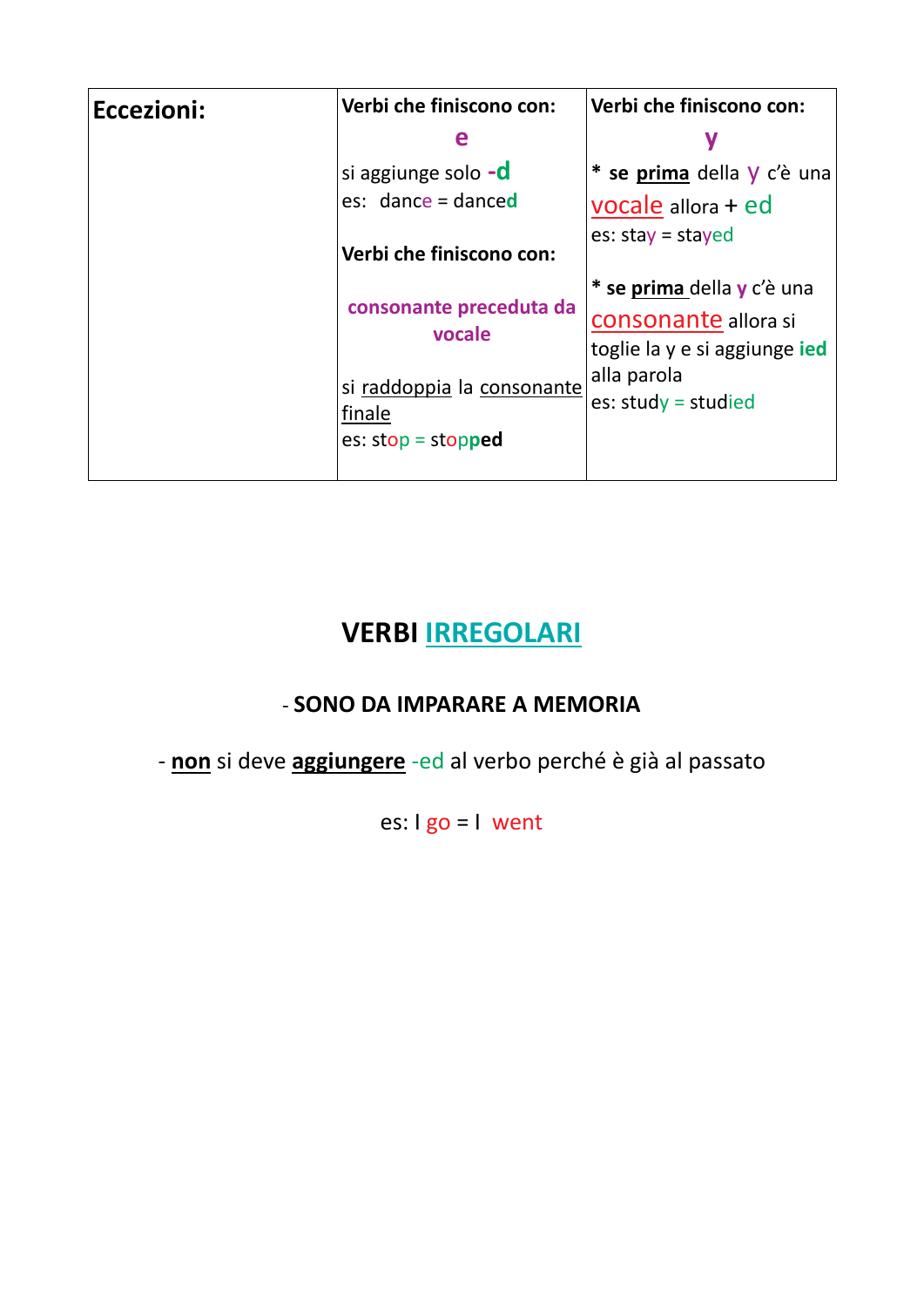| | | |
|---|---|---|
| **Eccezioni:** | **Verbi che finiscono con:**<br>**e**<br>si aggiunge solo **-d**<br>es: dance = danced<br><br>**Verbi che finiscono con:**<br>**consonante preceduta da vocale**<br><br>si raddoppia la consonante finale<br>es: stop = stop**ped** | **Verbi che finiscono con:**<br>**y**<br>* **se prima** della y c'è una vocale allora + ed<br>es: stay = stayed<br><br>* **se prima** della **y** c'è una consonante allora si toglie la y e si aggiunge **ied** alla parola<br>es: study = studied |

# VERBI IRREGOLARI

- **SONO DA IMPARARE A MEMORIA**

- **non** si deve **aggiungere** -ed al verbo perché è già al passato

es: I go = I went